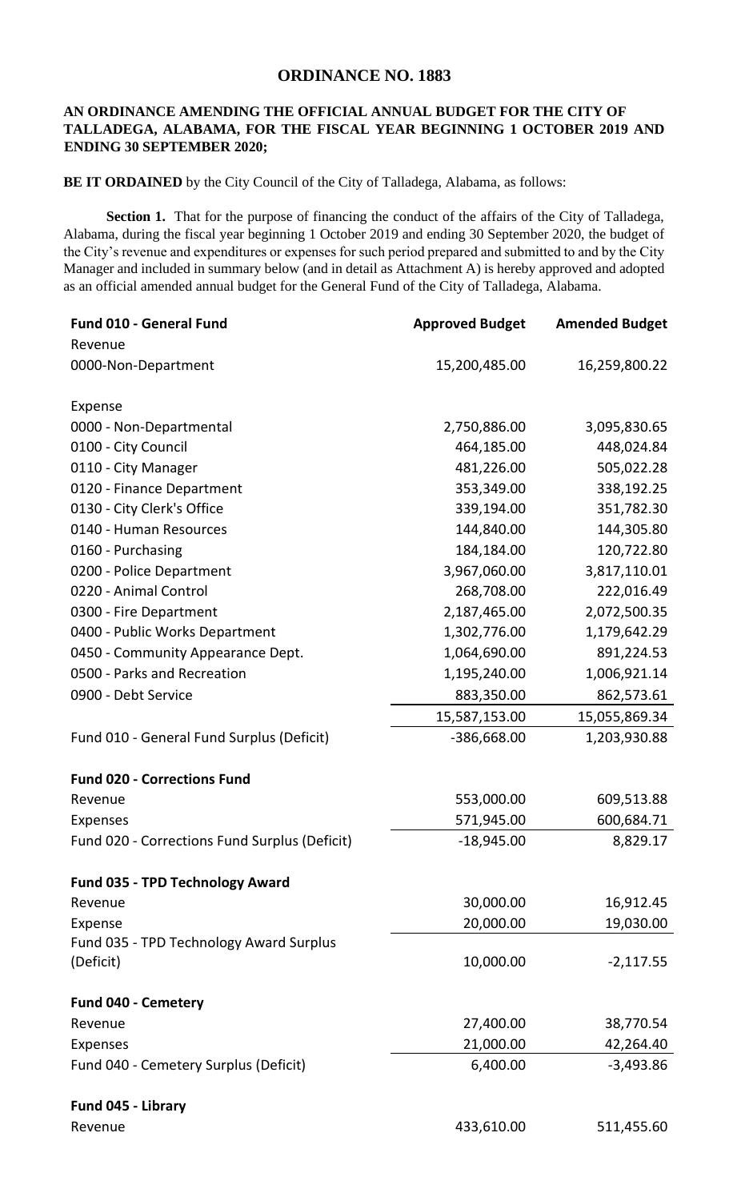## ORDINANCE NO. 1883

**AN ORDINANCE AMENDING THE OFFICIAL ANNUAL BUDGET FOR THE CITY OF TALLADEGA, ALABAMA, FOR THE FISCAL YEAR BEGINNING 1 OCTOBER 2019 AND ENDING 30 SEPTEMBER 2020;**

**BE IT ORDAINED** by the City Council of the City of Talladega, Alabama, as follows:

**Section 1.** That for the purpose of financing the conduct of the affairs of the City of Talladega, Alabama, during the fiscal year beginning 1 October 2019 and ending 30 September 2020, the budget of the City's revenue and expenditures or expenses for such period prepared and submitted to and by the City Manager and included in summary below (and in detail as Attachment A) is hereby approved and adopted as an official amended annual budget for the General Fund of the City of Talladega, Alabama.

| **Fund 010 - General Fund** | **Approved Budget** | **Amended Budget** |
|---|---|---|
| Revenue | | |
| 0000-Non-Department | 15,200,485.00 | 16,259,800.22 |
| | | |
| Expense | | |
| 0000 - Non-Departmental | 2,750,886.00 | 3,095,830.65 |
| 0100 - City Council | 464,185.00 | 448,024.84 |
| 0110 - City Manager | 481,226.00 | 505,022.28 |
| 0120 - Finance Department | 353,349.00 | 338,192.25 |
| 0130 - City Clerk's Office | 339,194.00 | 351,782.30 |
| 0140 - Human Resources | 144,840.00 | 144,305.80 |
| 0160 - Purchasing | 184,184.00 | 120,722.80 |
| 0200 - Police Department | 3,967,060.00 | 3,817,110.01 |
| 0220 - Animal Control | 268,708.00 | 222,016.49 |
| 0300 - Fire Department | 2,187,465.00 | 2,072,500.35 |
| 0400 - Public Works Department | 1,302,776.00 | 1,179,642.29 |
| 0450 - Community Appearance Dept. | 1,064,690.00 | 891,224.53 |
| 0500 - Parks and Recreation | 1,195,240.00 | 1,006,921.14 |
| 0900 - Debt Service | 883,350.00 | 862,573.61 |
| | 15,587,153.00 | 15,055,869.34 |
| Fund 010 - General Fund Surplus (Deficit) | -386,668.00 | 1,203,930.88 |
| | | |
| **Fund 020 - Corrections Fund** | | |
| Revenue | 553,000.00 | 609,513.88 |
| Expenses | 571,945.00 | 600,684.71 |
| Fund 020 - Corrections Fund Surplus (Deficit) | -18,945.00 | 8,829.17 |
| | | |
| **Fund 035 - TPD Technology Award** | | |
| Revenue | 30,000.00 | 16,912.45 |
| Expense | 20,000.00 | 19,030.00 |
| Fund 035 - TPD Technology Award Surplus (Deficit) | 10,000.00 | -2,117.55 |
| | | |
| **Fund 040 - Cemetery** | | |
| Revenue | 27,400.00 | 38,770.54 |
| Expenses | 21,000.00 | 42,264.40 |
| Fund 040 - Cemetery Surplus (Deficit) | 6,400.00 | -3,493.86 |
| | | |
| **Fund 045 - Library** | | |
| Revenue | 433,610.00 | 511,455.60 |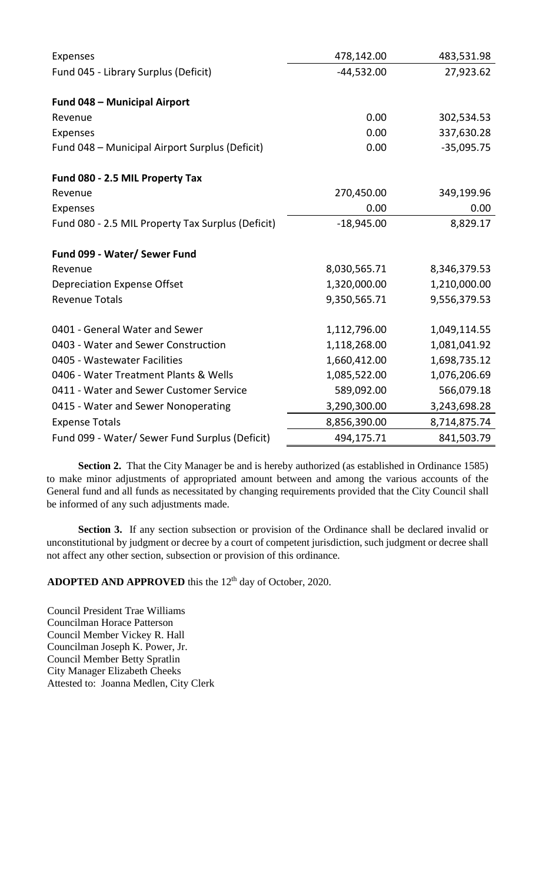| | | |
|---|---|---|
| Expenses | 478,142.00 | 483,531.98 |
| Fund 045 - Library Surplus (Deficit) | -44,532.00 | 27,923.62 |
| | | |
| **Fund 048 – Municipal Airport** | | |
| Revenue | 0.00 | 302,534.53 |
| Expenses | 0.00 | 337,630.28 |
| Fund 048 – Municipal Airport Surplus (Deficit) | 0.00 | -35,095.75 |
| | | |
| **Fund 080 - 2.5 MIL Property Tax** | | |
| Revenue | 270,450.00 | 349,199.96 |
| Expenses | 0.00 | 0.00 |
| Fund 080 - 2.5 MIL Property Tax Surplus (Deficit) | -18,945.00 | 8,829.17 |
| | | |
| **Fund 099 - Water/ Sewer Fund** | | |
| Revenue | 8,030,565.71 | 8,346,379.53 |
| Depreciation Expense Offset | 1,320,000.00 | 1,210,000.00 |
| Revenue Totals | 9,350,565.71 | 9,556,379.53 |
| | | |
| 0401 - General Water and Sewer | 1,112,796.00 | 1,049,114.55 |
| 0403 - Water and Sewer Construction | 1,118,268.00 | 1,081,041.92 |
| 0405 - Wastewater Facilities | 1,660,412.00 | 1,698,735.12 |
| 0406 - Water Treatment Plants & Wells | 1,085,522.00 | 1,076,206.69 |
| 0411 - Water and Sewer Customer Service | 589,092.00 | 566,079.18 |
| 0415 - Water and Sewer Nonoperating | 3,290,300.00 | 3,243,698.28 |
| Expense Totals | 8,856,390.00 | 8,714,875.74 |
| Fund 099 - Water/ Sewer Fund Surplus (Deficit) | 494,175.71 | 841,503.79 |

**Section 2.** That the City Manager be and is hereby authorized (as established in Ordinance 1585) to make minor adjustments of appropriated amount between and among the various accounts of the General fund and all funds as necessitated by changing requirements provided that the City Council shall be informed of any such adjustments made.

**Section 3.** If any section subsection or provision of the Ordinance shall be declared invalid or unconstitutional by judgment or decree by a court of competent jurisdiction, such judgment or decree shall not affect any other section, subsection or provision of this ordinance.

**ADOPTED AND APPROVED** this the 12th day of October, 2020.

Council President Trae Williams
Councilman Horace Patterson
Council Member Vickey R. Hall
Councilman Joseph K. Power, Jr.
Council Member Betty Spratlin
City Manager Elizabeth Cheeks
Attested to: Joanna Medlen, City Clerk